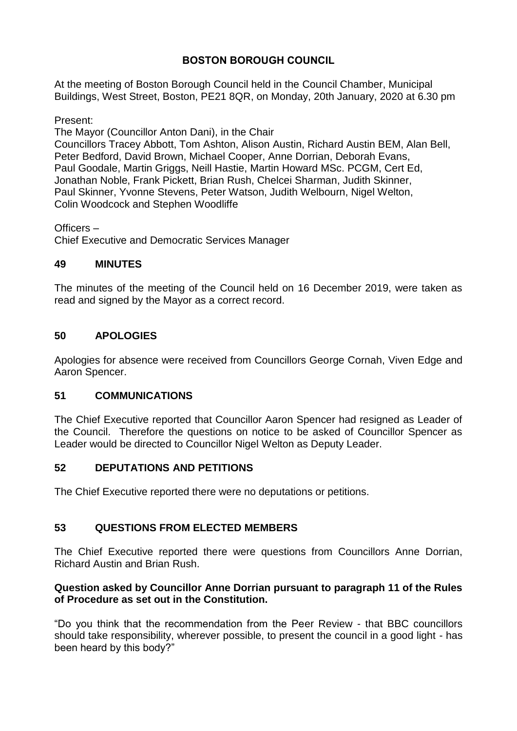# BOSTON BOROUGH COUNCIL

At the meeting of Boston Borough Council held in the Council Chamber, Municipal Buildings, West Street, Boston, PE21 8QR, on Monday, 20th January, 2020 at 6.30 pm

Present:

The Mayor (Councillor Anton Dani), in the Chair

Councillors Tracey Abbott, Tom Ashton, Alison Austin, Richard Austin BEM, Alan Bell, Peter Bedford, David Brown, Michael Cooper, Anne Dorrian, Deborah Evans, Paul Goodale, Martin Griggs, Neill Hastie, Martin Howard MSc. PCGM, Cert Ed, Jonathan Noble, Frank Pickett, Brian Rush, Chelcei Sharman, Judith Skinner, Paul Skinner, Yvonne Stevens, Peter Watson, Judith Welbourn, Nigel Welton, Colin Woodcock and Stephen Woodliffe

Officers –

Chief Executive and Democratic Services Manager

## 49 MINUTES

The minutes of the meeting of the Council held on 16 December 2019, were taken as read and signed by the Mayor as a correct record.

## 50 APOLOGIES

Apologies for absence were received from Councillors George Cornah, Viven Edge and Aaron Spencer.

## 51 COMMUNICATIONS

The Chief Executive reported that Councillor Aaron Spencer had resigned as Leader of the Council. Therefore the questions on notice to be asked of Councillor Spencer as Leader would be directed to Councillor Nigel Welton as Deputy Leader.

## 52 DEPUTATIONS AND PETITIONS

The Chief Executive reported there were no deputations or petitions.

## 53 QUESTIONS FROM ELECTED MEMBERS

The Chief Executive reported there were questions from Councillors Anne Dorrian, Richard Austin and Brian Rush.

**Question asked by Councillor Anne Dorrian pursuant to paragraph 11 of the Rules of Procedure as set out in the Constitution.**

"Do you think that the recommendation from the Peer Review - that BBC councillors should take responsibility, wherever possible, to present the council in a good light - has been heard by this body?"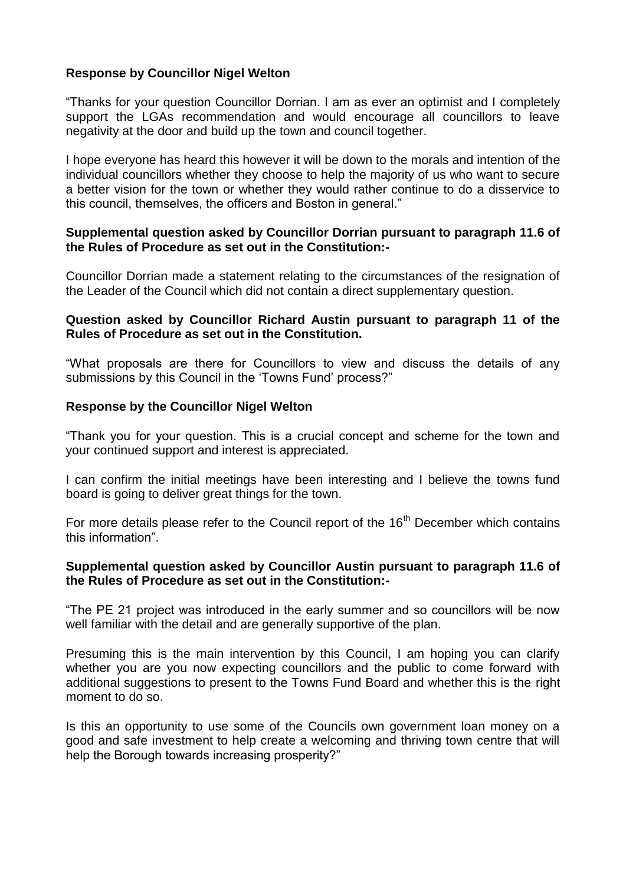**Response by Councillor Nigel Welton**

"Thanks for your question Councillor Dorrian. I am as ever an optimist and I completely support the LGAs recommendation and would encourage all councillors to leave negativity at the door and build up the town and council together.

I hope everyone has heard this however it will be down to the morals and intention of the individual councillors whether they choose to help the majority of us who want to secure a better vision for the town or whether they would rather continue to do a disservice to this council, themselves, the officers and Boston in general."

**Supplemental question asked by Councillor Dorrian pursuant to paragraph 11.6 of the Rules of Procedure as set out in the Constitution:-**

Councillor Dorrian made a statement relating to the circumstances of the resignation of the Leader of the Council which did not contain a direct supplementary question.

**Question asked by Councillor Richard Austin pursuant to paragraph 11 of the Rules of Procedure as set out in the Constitution.**

"What proposals are there for Councillors to view and discuss the details of any submissions by this Council in the 'Towns Fund' process?"

**Response by the Councillor Nigel Welton**

"Thank you for your question. This is a crucial concept and scheme for the town and your continued support and interest is appreciated.

I can confirm the initial meetings have been interesting and I believe the towns fund board is going to deliver great things for the town.

For more details please refer to the Council report of the 16th December which contains this information".

**Supplemental question asked by Councillor Austin pursuant to paragraph 11.6 of the Rules of Procedure as set out in the Constitution:-**

"The PE 21 project was introduced in the early summer and so councillors will be now well familiar with the detail and are generally supportive of the plan.

Presuming this is the main intervention by this Council, I am hoping you can clarify whether you are you now expecting councillors and the public to come forward with additional suggestions to present to the Towns Fund Board and whether this is the right moment to do so.

Is this an opportunity to use some of the Councils own government loan money on a good and safe investment to help create a welcoming and thriving town centre that will help the Borough towards increasing prosperity?"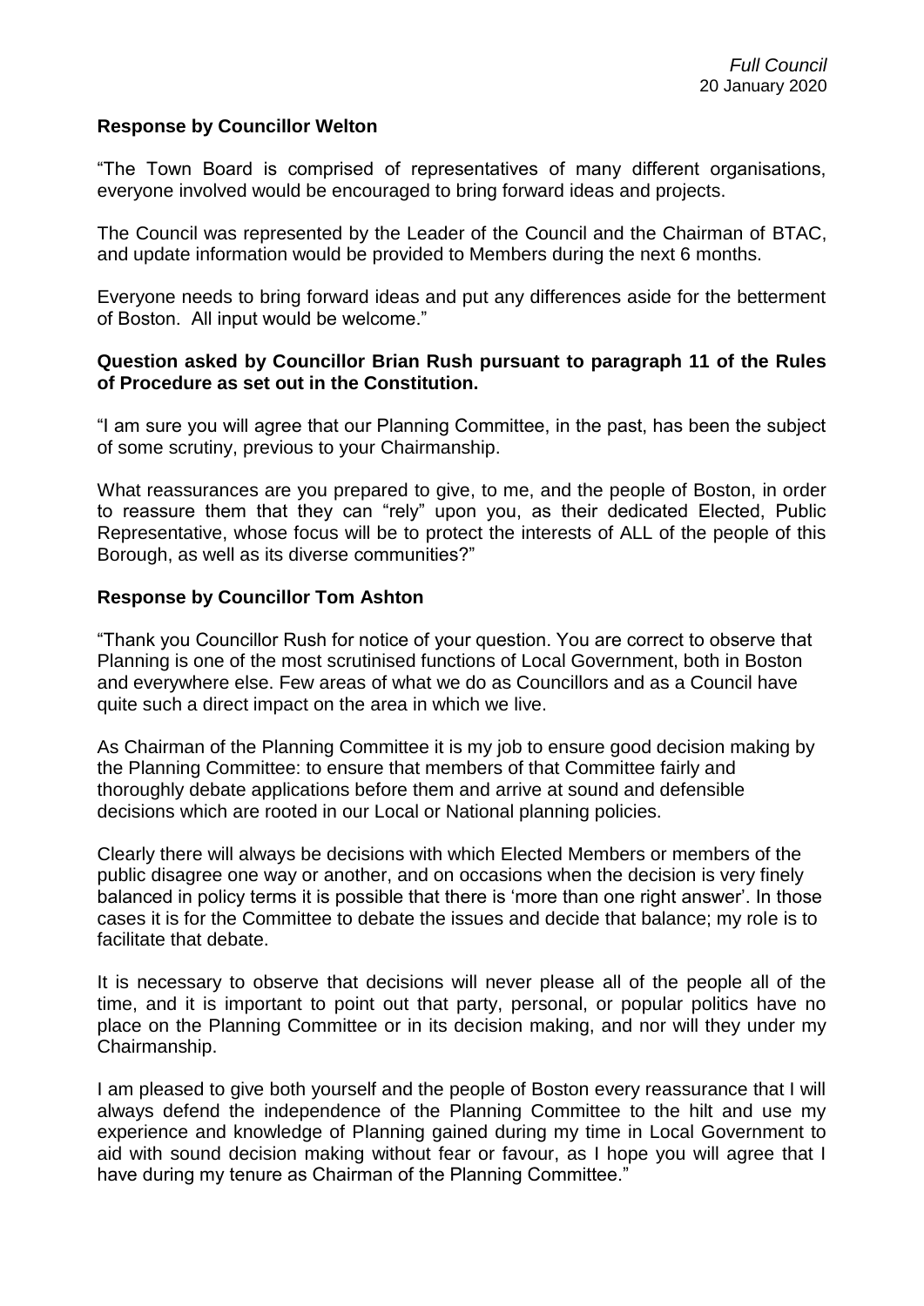**Response by Councillor Welton**

"The Town Board is comprised of representatives of many different organisations, everyone involved would be encouraged to bring forward ideas and projects.

The Council was represented by the Leader of the Council and the Chairman of BTAC, and update information would be provided to Members during the next 6 months.

Everyone needs to bring forward ideas and put any differences aside for the betterment of Boston. All input would be welcome."

**Question asked by Councillor Brian Rush pursuant to paragraph 11 of the Rules of Procedure as set out in the Constitution.**

"I am sure you will agree that our Planning Committee, in the past, has been the subject of some scrutiny, previous to your Chairmanship.

What reassurances are you prepared to give, to me, and the people of Boston, in order to reassure them that they can "rely" upon you, as their dedicated Elected, Public Representative, whose focus will be to protect the interests of ALL of the people of this Borough, as well as its diverse communities?"

**Response by Councillor Tom Ashton**

"Thank you Councillor Rush for notice of your question. You are correct to observe that Planning is one of the most scrutinised functions of Local Government, both in Boston and everywhere else. Few areas of what we do as Councillors and as a Council have quite such a direct impact on the area in which we live.

As Chairman of the Planning Committee it is my job to ensure good decision making by the Planning Committee: to ensure that members of that Committee fairly and thoroughly debate applications before them and arrive at sound and defensible decisions which are rooted in our Local or National planning policies.

Clearly there will always be decisions with which Elected Members or members of the public disagree one way or another, and on occasions when the decision is very finely balanced in policy terms it is possible that there is 'more than one right answer'. In those cases it is for the Committee to debate the issues and decide that balance; my role is to facilitate that debate.

It is necessary to observe that decisions will never please all of the people all of the time, and it is important to point out that party, personal, or popular politics have no place on the Planning Committee or in its decision making, and nor will they under my Chairmanship.

I am pleased to give both yourself and the people of Boston every reassurance that I will always defend the independence of the Planning Committee to the hilt and use my experience and knowledge of Planning gained during my time in Local Government to aid with sound decision making without fear or favour, as I hope you will agree that I have during my tenure as Chairman of the Planning Committee."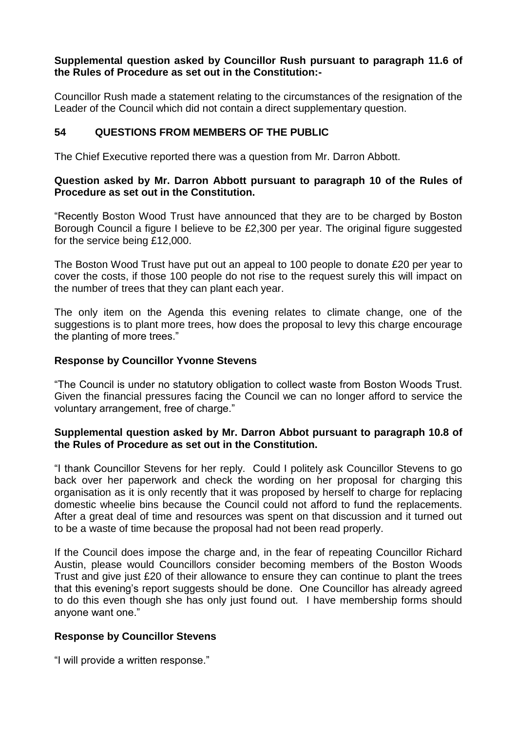**Supplemental question asked by Councillor Rush pursuant to paragraph 11.6 of the Rules of Procedure as set out in the Constitution:-**

Councillor Rush made a statement relating to the circumstances of the resignation of the Leader of the Council which did not contain a direct supplementary question.

## 54 QUESTIONS FROM MEMBERS OF THE PUBLIC

The Chief Executive reported there was a question from Mr. Darron Abbott.

**Question asked by Mr. Darron Abbott pursuant to paragraph 10 of the Rules of Procedure as set out in the Constitution.**

"Recently Boston Wood Trust have announced that they are to be charged by Boston Borough Council a figure I believe to be £2,300 per year. The original figure suggested for the service being £12,000.

The Boston Wood Trust have put out an appeal to 100 people to donate £20 per year to cover the costs, if those 100 people do not rise to the request surely this will impact on the number of trees that they can plant each year.

The only item on the Agenda this evening relates to climate change, one of the suggestions is to plant more trees, how does the proposal to levy this charge encourage the planting of more trees."

**Response by Councillor Yvonne Stevens**

"The Council is under no statutory obligation to collect waste from Boston Woods Trust. Given the financial pressures facing the Council we can no longer afford to service the voluntary arrangement, free of charge."

**Supplemental question asked by Mr. Darron Abbot pursuant to paragraph 10.8 of the Rules of Procedure as set out in the Constitution.**

"I thank Councillor Stevens for her reply. Could I politely ask Councillor Stevens to go back over her paperwork and check the wording on her proposal for charging this organisation as it is only recently that it was proposed by herself to charge for replacing domestic wheelie bins because the Council could not afford to fund the replacements. After a great deal of time and resources was spent on that discussion and it turned out to be a waste of time because the proposal had not been read properly.

If the Council does impose the charge and, in the fear of repeating Councillor Richard Austin, please would Councillors consider becoming members of the Boston Woods Trust and give just £20 of their allowance to ensure they can continue to plant the trees that this evening's report suggests should be done. One Councillor has already agreed to do this even though she has only just found out. I have membership forms should anyone want one."

**Response by Councillor Stevens**

"I will provide a written response."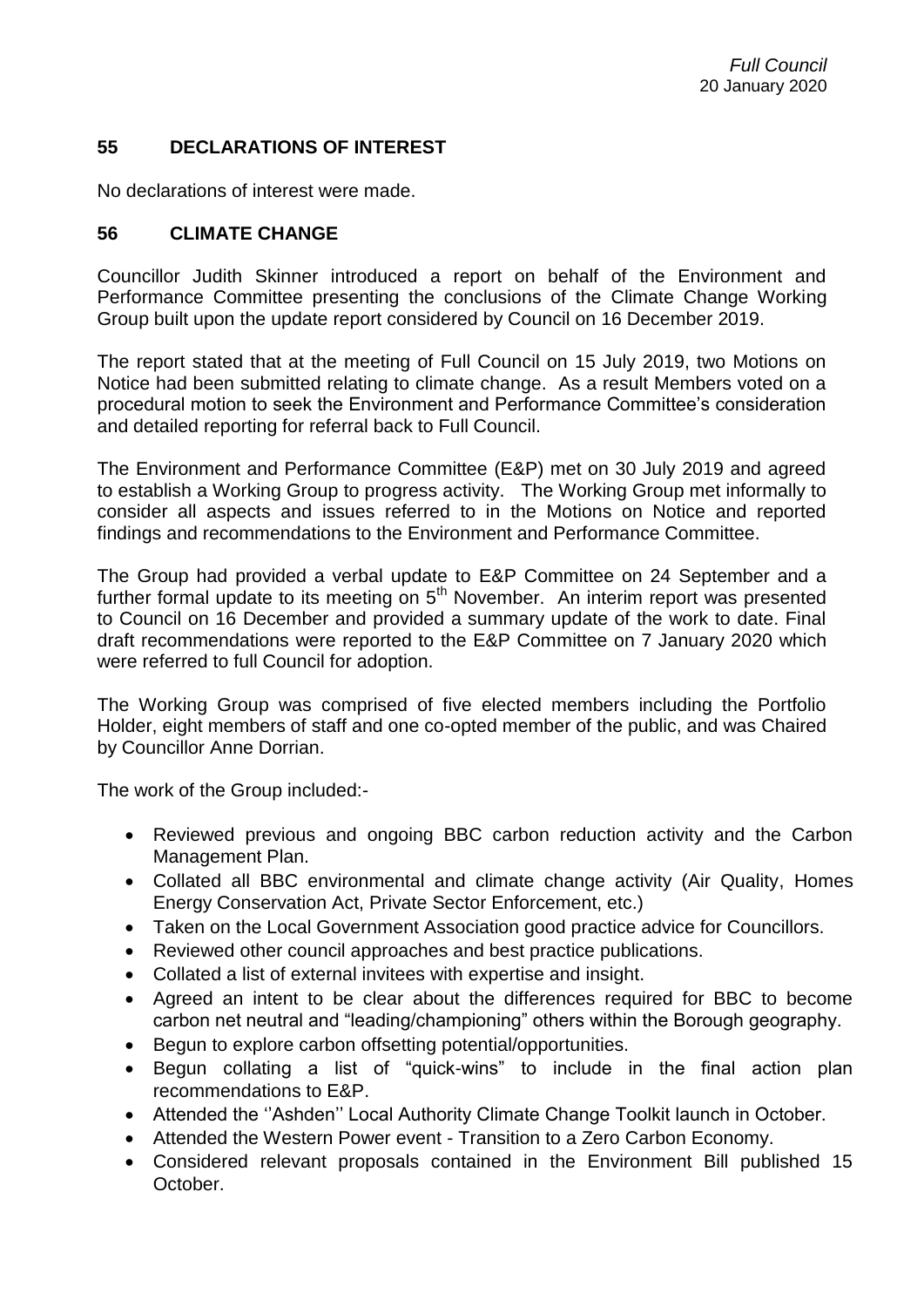## 55 DECLARATIONS OF INTEREST

No declarations of interest were made.

## 56 CLIMATE CHANGE

Councillor Judith Skinner introduced a report on behalf of the Environment and Performance Committee presenting the conclusions of the Climate Change Working Group built upon the update report considered by Council on 16 December 2019.

The report stated that at the meeting of Full Council on 15 July 2019, two Motions on Notice had been submitted relating to climate change. As a result Members voted on a procedural motion to seek the Environment and Performance Committee's consideration and detailed reporting for referral back to Full Council.

The Environment and Performance Committee (E&P) met on 30 July 2019 and agreed to establish a Working Group to progress activity. The Working Group met informally to consider all aspects and issues referred to in the Motions on Notice and reported findings and recommendations to the Environment and Performance Committee.

The Group had provided a verbal update to E&P Committee on 24 September and a further formal update to its meeting on 5th November. An interim report was presented to Council on 16 December and provided a summary update of the work to date. Final draft recommendations were reported to the E&P Committee on 7 January 2020 which were referred to full Council for adoption.

The Working Group was comprised of five elected members including the Portfolio Holder, eight members of staff and one co-opted member of the public, and was Chaired by Councillor Anne Dorrian.

The work of the Group included:-

- Reviewed previous and ongoing BBC carbon reduction activity and the Carbon Management Plan.
- Collated all BBC environmental and climate change activity (Air Quality, Homes Energy Conservation Act, Private Sector Enforcement, etc.)
- Taken on the Local Government Association good practice advice for Councillors.
- Reviewed other council approaches and best practice publications.
- Collated a list of external invitees with expertise and insight.
- Agreed an intent to be clear about the differences required for BBC to become carbon net neutral and "leading/championing" others within the Borough geography.
- Begun to explore carbon offsetting potential/opportunities.
- Begun collating a list of "quick-wins" to include in the final action plan recommendations to E&P.
- Attended the ''Ashden'' Local Authority Climate Change Toolkit launch in October.
- Attended the Western Power event - Transition to a Zero Carbon Economy.
- Considered relevant proposals contained in the Environment Bill published 15 October.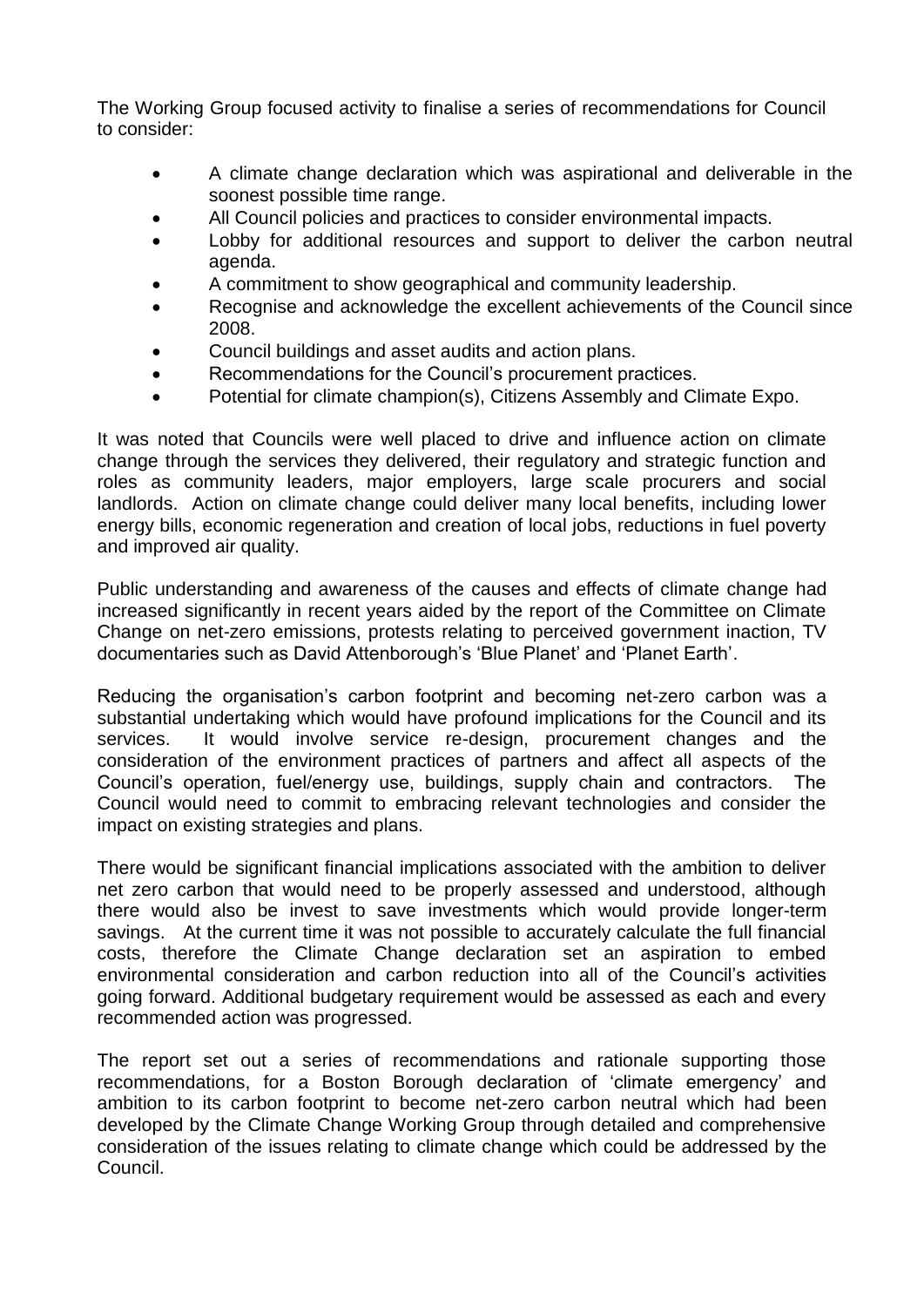The Working Group focused activity to finalise a series of recommendations for Council to consider:

- A climate change declaration which was aspirational and deliverable in the soonest possible time range.
- All Council policies and practices to consider environmental impacts.
- Lobby for additional resources and support to deliver the carbon neutral agenda.
- A commitment to show geographical and community leadership.
- Recognise and acknowledge the excellent achievements of the Council since 2008.
- Council buildings and asset audits and action plans.
- Recommendations for the Council's procurement practices.
- Potential for climate champion(s), Citizens Assembly and Climate Expo.

It was noted that Councils were well placed to drive and influence action on climate change through the services they delivered, their regulatory and strategic function and roles as community leaders, major employers, large scale procurers and social landlords. Action on climate change could deliver many local benefits, including lower energy bills, economic regeneration and creation of local jobs, reductions in fuel poverty and improved air quality.

Public understanding and awareness of the causes and effects of climate change had increased significantly in recent years aided by the report of the Committee on Climate Change on net-zero emissions, protests relating to perceived government inaction, TV documentaries such as David Attenborough's 'Blue Planet' and 'Planet Earth'.

Reducing the organisation's carbon footprint and becoming net-zero carbon was a substantial undertaking which would have profound implications for the Council and its services. It would involve service re-design, procurement changes and the consideration of the environment practices of partners and affect all aspects of the Council's operation, fuel/energy use, buildings, supply chain and contractors. The Council would need to commit to embracing relevant technologies and consider the impact on existing strategies and plans.

There would be significant financial implications associated with the ambition to deliver net zero carbon that would need to be properly assessed and understood, although there would also be invest to save investments which would provide longer-term savings. At the current time it was not possible to accurately calculate the full financial costs, therefore the Climate Change declaration set an aspiration to embed environmental consideration and carbon reduction into all of the Council's activities going forward. Additional budgetary requirement would be assessed as each and every recommended action was progressed.

The report set out a series of recommendations and rationale supporting those recommendations, for a Boston Borough declaration of 'climate emergency' and ambition to its carbon footprint to become net-zero carbon neutral which had been developed by the Climate Change Working Group through detailed and comprehensive consideration of the issues relating to climate change which could be addressed by the Council.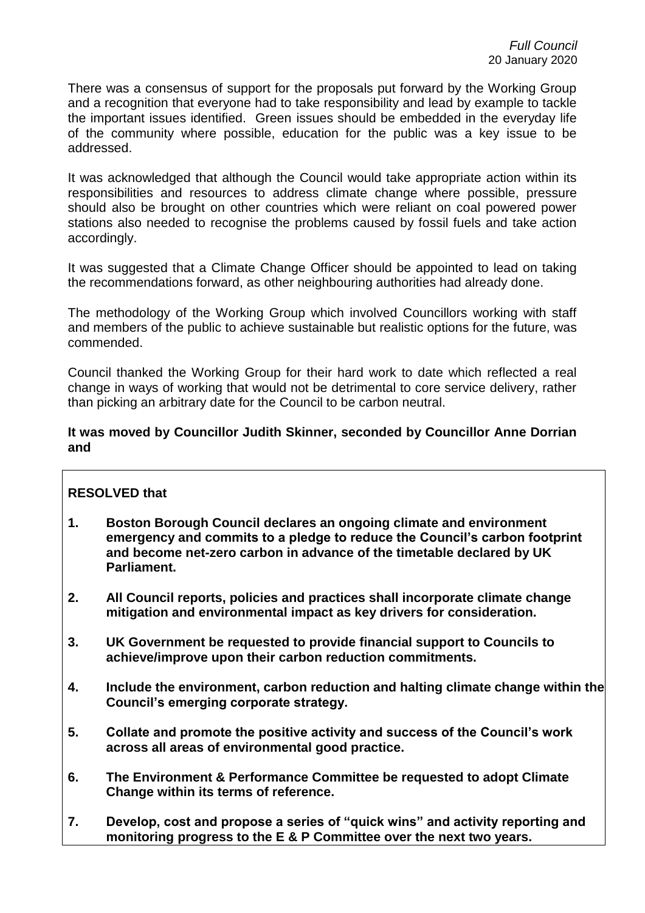There was a consensus of support for the proposals put forward by the Working Group and a recognition that everyone had to take responsibility and lead by example to tackle the important issues identified. Green issues should be embedded in the everyday life of the community where possible, education for the public was a key issue to be addressed.

It was acknowledged that although the Council would take appropriate action within its responsibilities and resources to address climate change where possible, pressure should also be brought on other countries which were reliant on coal powered power stations also needed to recognise the problems caused by fossil fuels and take action accordingly.

It was suggested that a Climate Change Officer should be appointed to lead on taking the recommendations forward, as other neighbouring authorities had already done.

The methodology of the Working Group which involved Councillors working with staff and members of the public to achieve sustainable but realistic options for the future, was commended.

Council thanked the Working Group for their hard work to date which reflected a real change in ways of working that would not be detrimental to core service delivery, rather than picking an arbitrary date for the Council to be carbon neutral.

**It was moved by Councillor Judith Skinner, seconded by Councillor Anne Dorrian and**

**RESOLVED that**

1. **Boston Borough Council declares an ongoing climate and environment emergency and commits to a pledge to reduce the Council's carbon footprint and become net-zero carbon in advance of the timetable declared by UK Parliament.**
2. **All Council reports, policies and practices shall incorporate climate change mitigation and environmental impact as key drivers for consideration.**
3. **UK Government be requested to provide financial support to Councils to achieve/improve upon their carbon reduction commitments.**
4. **Include the environment, carbon reduction and halting climate change within the Council's emerging corporate strategy.**
5. **Collate and promote the positive activity and success of the Council's work across all areas of environmental good practice.**
6. **The Environment & Performance Committee be requested to adopt Climate Change within its terms of reference.**
7. **Develop, cost and propose a series of "quick wins" and activity reporting and monitoring progress to the E & P Committee over the next two years.**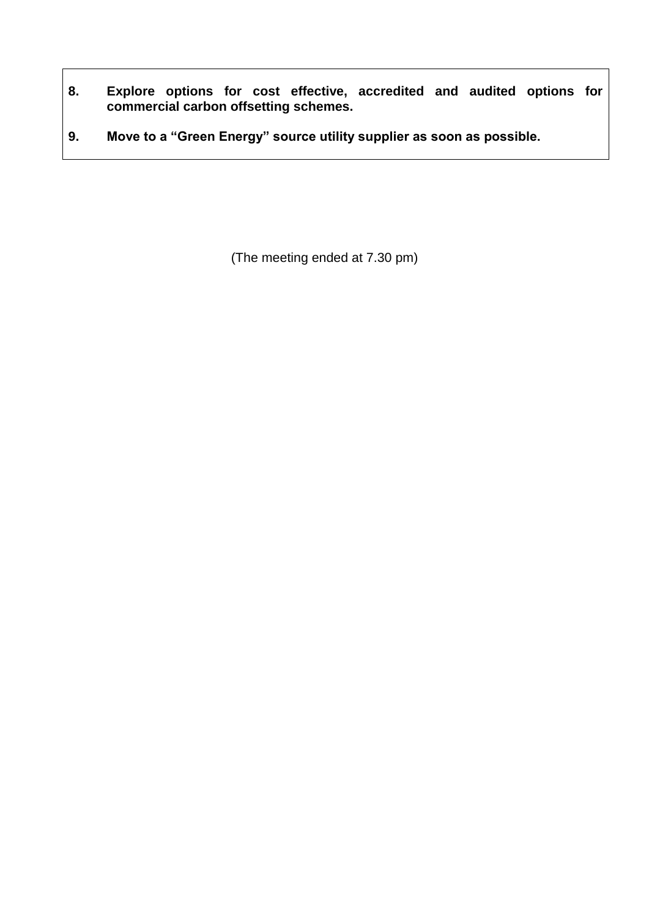**8. Explore options for cost effective, accredited and audited options for commercial carbon offsetting schemes.**

**9. Move to a "Green Energy" source utility supplier as soon as possible.**

(The meeting ended at 7.30 pm)